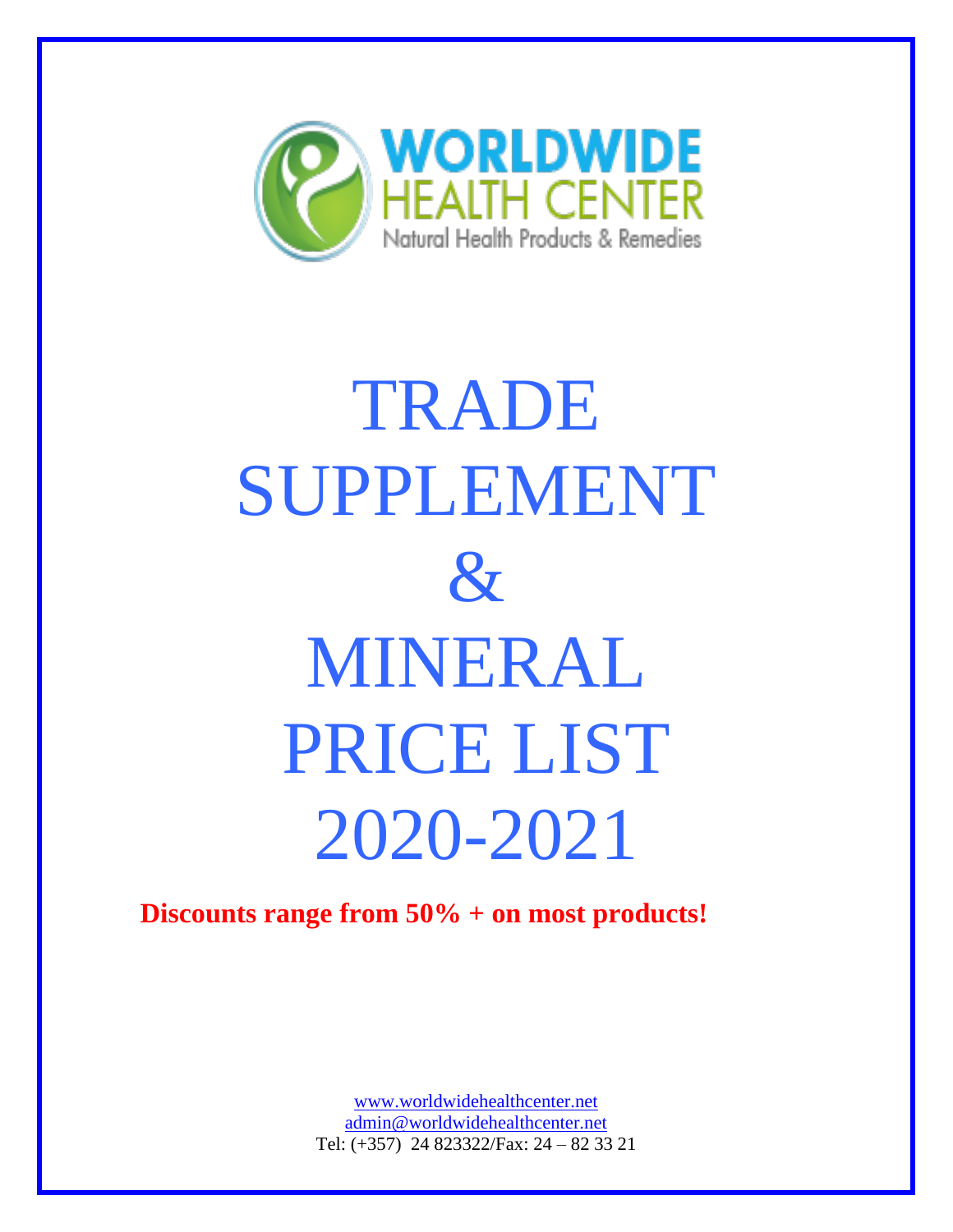WORLDWIDE HEALTH CENTER

Natural Health Products & Remedies

# TRADE SUPPLEMENT & MINERAL PRICE LIST 2020-2021

**Discounts range from 50% + on most products!**

www.worldwidehealthcenter.net

admin@worldwidehealthcenter.net

Tel: (+357) 24 823322/Fax: 24 – 82 33 21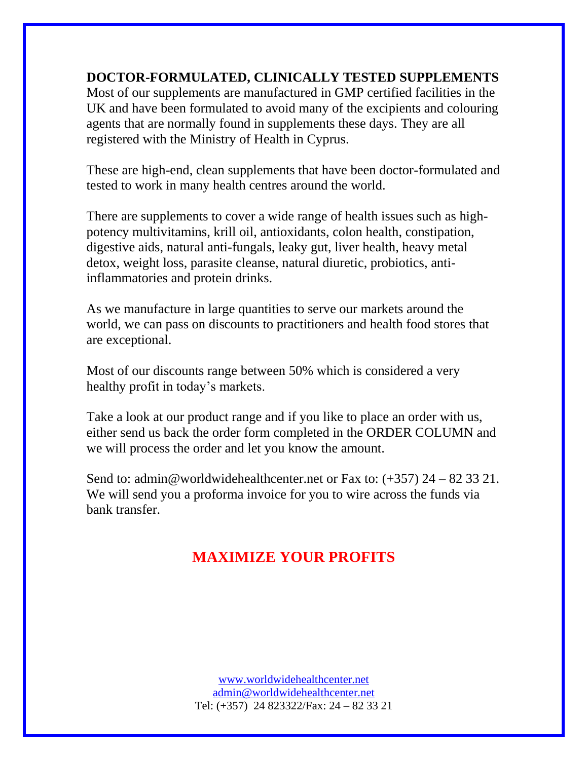**DOCTOR-FORMULATED, CLINICALLY TESTED SUPPLEMENTS**
Most of our supplements are manufactured in GMP certified facilities in the UK and have been formulated to avoid many of the excipients and colouring agents that are normally found in supplements these days. They are all registered with the Ministry of Health in Cyprus.

These are high-end, clean supplements that have been doctor-formulated and tested to work in many health centres around the world.

There are supplements to cover a wide range of health issues such as high-potency multivitamins, krill oil, antioxidants, colon health, constipation, digestive aids, natural anti-fungals, leaky gut, liver health, heavy metal detox, weight loss, parasite cleanse, natural diuretic, probiotics, anti-inflammatories and protein drinks.

As we manufacture in large quantities to serve our markets around the world, we can pass on discounts to practitioners and health food stores that are exceptional.

Most of our discounts range between 50% which is considered a very healthy profit in today's markets.

Take a look at our product range and if you like to place an order with us, either send us back the order form completed in the ORDER COLUMN and we will process the order and let you know the amount.

Send to: admin@worldwidehealthcenter.net or Fax to: (+357) 24 – 82 33 21. We will send you a proforma invoice for you to wire across the funds via bank transfer.

**MAXIMIZE YOUR PROFITS**

www.worldwidehealthcenter.net
admin@worldwidehealthcenter.net
Tel: (+357) 24 823322/Fax: 24 – 82 33 21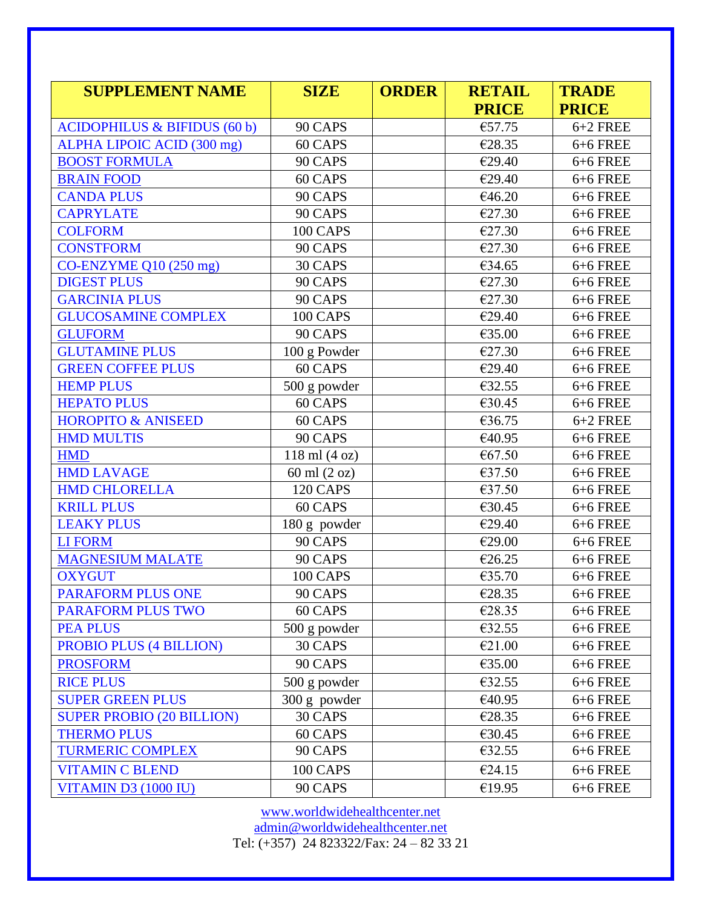| SUPPLEMENT NAME | SIZE | ORDER | RETAIL PRICE | TRADE PRICE |
|---|---|---|---|---|
| ACIDOPHILUS & BIFIDUS (60 b) | 90 CAPS | | €57.75 | 6+2 FREE |
| ALPHA LIPOIC ACID (300 mg) | 60 CAPS | | €28.35 | 6+6 FREE |
| BOOST FORMULA | 90 CAPS | | €29.40 | 6+6 FREE |
| BRAIN FOOD | 60 CAPS | | €29.40 | 6+6 FREE |
| CANDA PLUS | 90 CAPS | | €46.20 | 6+6 FREE |
| CAPRYLATE | 90 CAPS | | €27.30 | 6+6 FREE |
| COLFORM | 100 CAPS | | €27.30 | 6+6 FREE |
| CONSTFORM | 90 CAPS | | €27.30 | 6+6 FREE |
| CO-ENZYME Q10 (250 mg) | 30 CAPS | | €34.65 | 6+6 FREE |
| DIGEST PLUS | 90 CAPS | | €27.30 | 6+6 FREE |
| GARCINIA PLUS | 90 CAPS | | €27.30 | 6+6 FREE |
| GLUCOSAMINE COMPLEX | 100 CAPS | | €29.40 | 6+6 FREE |
| GLUFORM | 90 CAPS | | €35.00 | 6+6 FREE |
| GLUTAMINE PLUS | 100 g Powder | | €27.30 | 6+6 FREE |
| GREEN COFFEE PLUS | 60 CAPS | | €29.40 | 6+6 FREE |
| HEMP PLUS | 500 g powder | | €32.55 | 6+6 FREE |
| HEPATO PLUS | 60 CAPS | | €30.45 | 6+6 FREE |
| HOROPITO & ANISEED | 60 CAPS | | €36.75 | 6+2 FREE |
| HMD MULTIS | 90 CAPS | | €40.95 | 6+6 FREE |
| HMD | 118 ml (4 oz) | | €67.50 | 6+6 FREE |
| HMD LAVAGE | 60 ml (2 oz) | | €37.50 | 6+6 FREE |
| HMD CHLORELLA | 120 CAPS | | €37.50 | 6+6 FREE |
| KRILL PLUS | 60 CAPS | | €30.45 | 6+6 FREE |
| LEAKY PLUS | 180 g powder | | €29.40 | 6+6 FREE |
| LI FORM | 90 CAPS | | €29.00 | 6+6 FREE |
| MAGNESIUM MALATE | 90 CAPS | | €26.25 | 6+6 FREE |
| OXYGUT | 100 CAPS | | €35.70 | 6+6 FREE |
| PARAFORM PLUS ONE | 90 CAPS | | €28.35 | 6+6 FREE |
| PARAFORM PLUS TWO | 60 CAPS | | €28.35 | 6+6 FREE |
| PEA PLUS | 500 g powder | | €32.55 | 6+6 FREE |
| PROBIO PLUS (4 BILLION) | 30 CAPS | | €21.00 | 6+6 FREE |
| PROSFORM | 90 CAPS | | €35.00 | 6+6 FREE |
| RICE PLUS | 500 g powder | | €32.55 | 6+6 FREE |
| SUPER GREEN PLUS | 300 g powder | | €40.95 | 6+6 FREE |
| SUPER PROBIO (20 BILLION) | 30 CAPS | | €28.35 | 6+6 FREE |
| THERMO PLUS | 60 CAPS | | €30.45 | 6+6 FREE |
| TURMERIC COMPLEX | 90 CAPS | | €32.55 | 6+6 FREE |
| VITAMIN C BLEND | 100 CAPS | | €24.15 | 6+6 FREE |
| VITAMIN D3 (1000 IU) | 90 CAPS | | €19.95 | 6+6 FREE |

www.worldwidehealthcenter.net
admin@worldwidehealthcenter.net
Tel: (+357) 24 823322/Fax: 24 – 82 33 21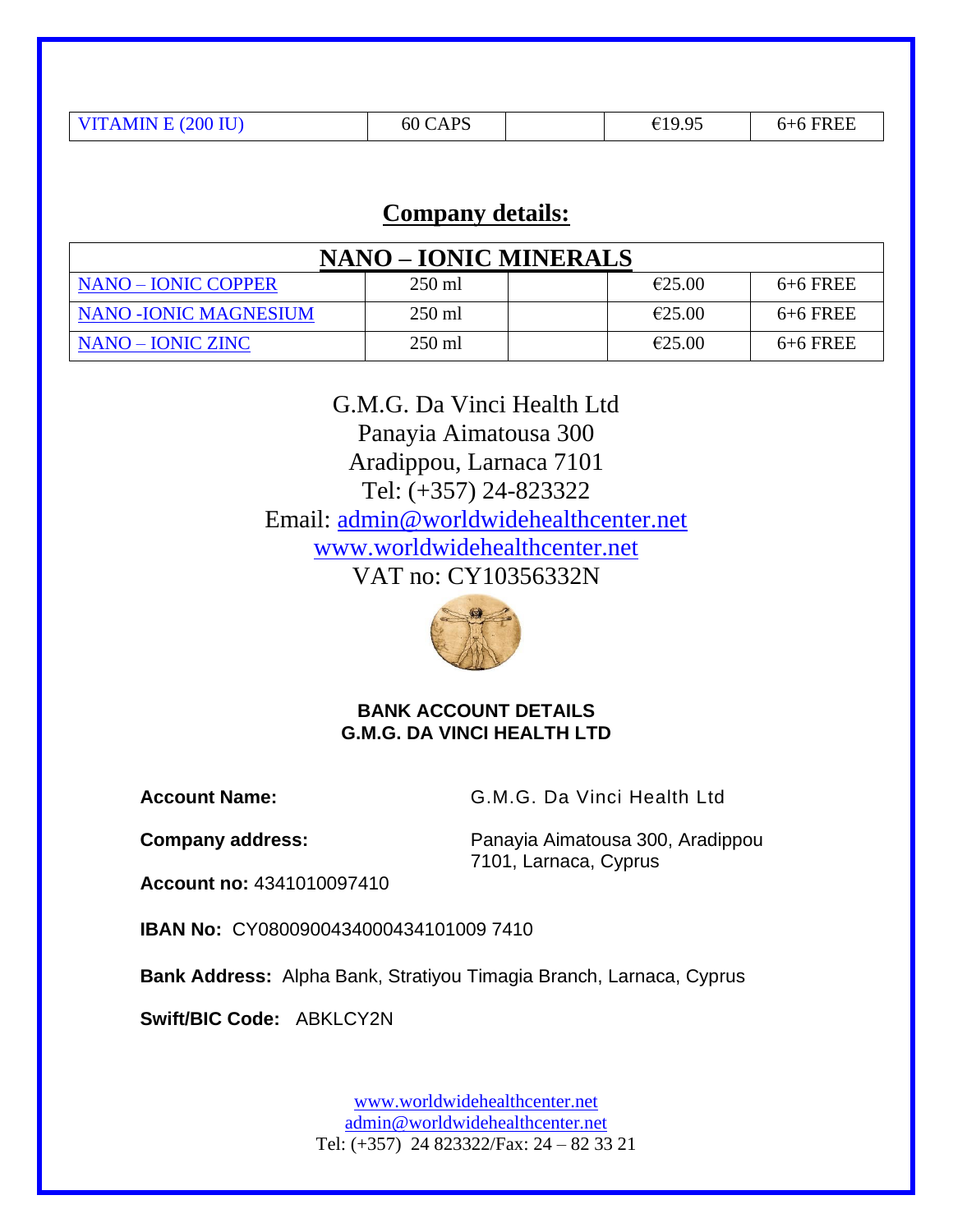| | | | | |
|---|---|---|---|---|
| VITAMIN E (200 IU) | 60 CAPS | | €19.95 | 6+6 FREE |

## Company details:

| NANO – IONIC MINERALS | | | | |
|---|---|---|---|---|
| NANO – IONIC COPPER | 250 ml | | €25.00 | 6+6 FREE |
| NANO -IONIC MAGNESIUM | 250 ml | | €25.00 | 6+6 FREE |
| NANO – IONIC ZINC | 250 ml | | €25.00 | 6+6 FREE |

G.M.G. Da Vinci Health Ltd
Panayia Aimatousa 300
Aradippou, Larnaca 7101
Tel: (+357) 24-823322
Email: admin@worldwidehealthcenter.net
www.worldwidehealthcenter.net
VAT no: CY10356332N

**BANK ACCOUNT DETAILS**
**G.M.G. DA VINCI HEALTH LTD**

**Account Name:** G.M.G. Da Vinci Health Ltd

**Company address:** Panayia Aimatousa 300, Aradippou 7101, Larnaca, Cyprus

**Account no:** 4341010097410

**IBAN No:** CY08009004340004341010097410

**Bank Address:** Alpha Bank, Stratiyou Timagia Branch, Larnaca, Cyprus

**Swift/BIC Code:** ABKLCY2N

www.worldwidehealthcenter.net
admin@worldwidehealthcenter.net
Tel: (+357) 24 823322/Fax: 24 – 82 33 21